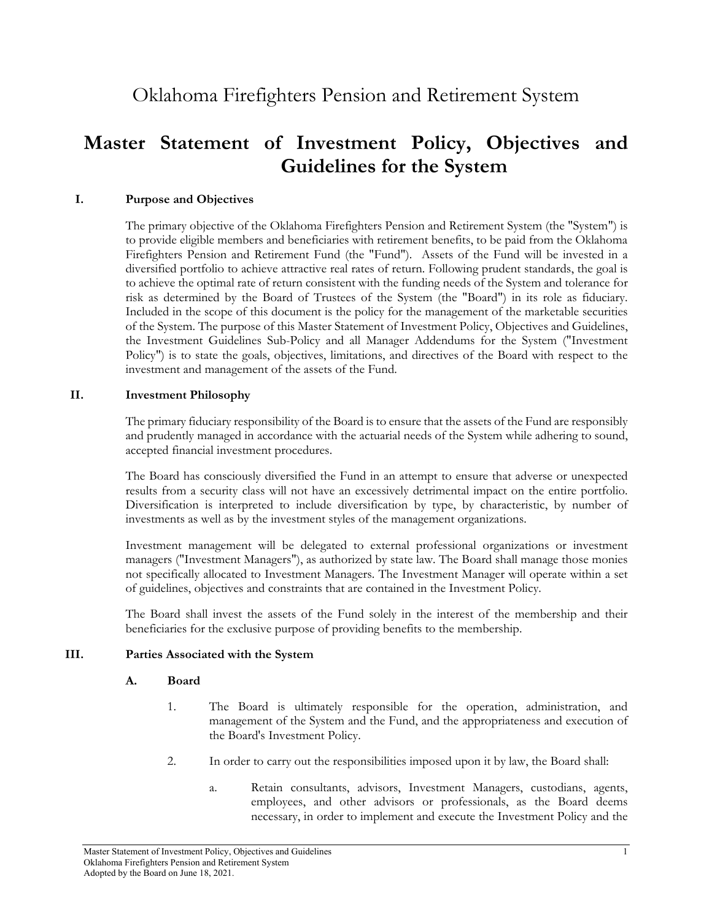# Oklahoma Firefighters Pension and Retirement System

# Master Statement of Investment Policy, Objectives and Guidelines for the System

## I. Purpose and Objectives

The primary objective of the Oklahoma Firefighters Pension and Retirement System (the "System") is to provide eligible members and beneficiaries with retirement benefits, to be paid from the Oklahoma Firefighters Pension and Retirement Fund (the "Fund"). Assets of the Fund will be invested in a diversified portfolio to achieve attractive real rates of return. Following prudent standards, the goal is to achieve the optimal rate of return consistent with the funding needs of the System and tolerance for risk as determined by the Board of Trustees of the System (the "Board") in its role as fiduciary. Included in the scope of this document is the policy for the management of the marketable securities of the System. The purpose of this Master Statement of Investment Policy, Objectives and Guidelines, the Investment Guidelines Sub-Policy and all Manager Addendums for the System ("Investment Policy") is to state the goals, objectives, limitations, and directives of the Board with respect to the investment and management of the assets of the Fund.

## II. Investment Philosophy

The primary fiduciary responsibility of the Board is to ensure that the assets of the Fund are responsibly and prudently managed in accordance with the actuarial needs of the System while adhering to sound, accepted financial investment procedures.

The Board has consciously diversified the Fund in an attempt to ensure that adverse or unexpected results from a security class will not have an excessively detrimental impact on the entire portfolio. Diversification is interpreted to include diversification by type, by characteristic, by number of investments as well as by the investment styles of the management organizations.

Investment management will be delegated to external professional organizations or investment managers ("Investment Managers"), as authorized by state law. The Board shall manage those monies not specifically allocated to Investment Managers. The Investment Manager will operate within a set of guidelines, objectives and constraints that are contained in the Investment Policy.

The Board shall invest the assets of the Fund solely in the interest of the membership and their beneficiaries for the exclusive purpose of providing benefits to the membership.

## III. Parties Associated with the System

### A. Board

1. The Board is ultimately responsible for the operation, administration, and management of the System and the Fund, and the appropriateness and execution of the Board's Investment Policy.

2. In order to carry out the responsibilities imposed upon it by law, the Board shall:

   a. Retain consultants, advisors, Investment Managers, custodians, agents, employees, and other advisors or professionals, as the Board deems necessary, in order to implement and execute the Investment Policy and the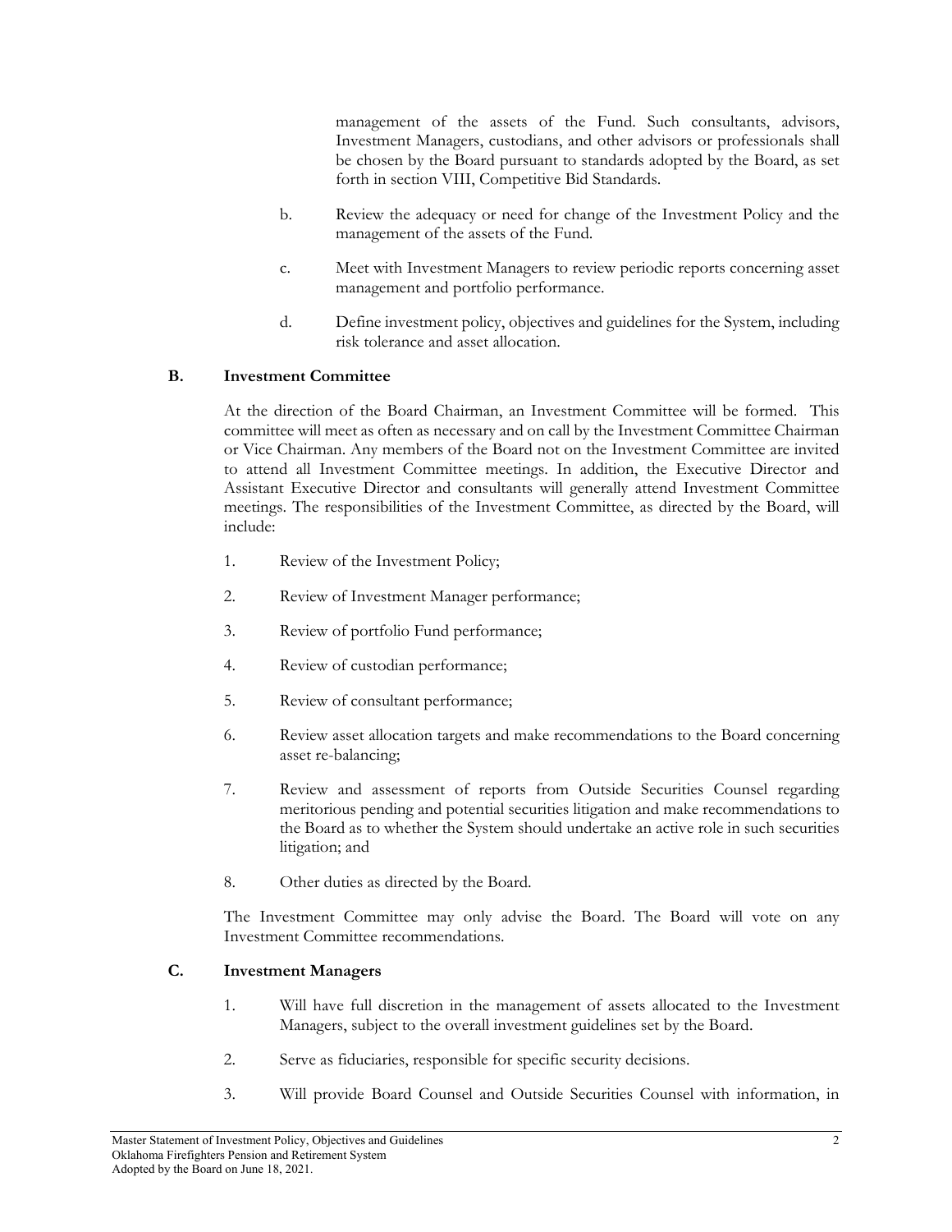management of the assets of the Fund. Such consultants, advisors, Investment Managers, custodians, and other advisors or professionals shall be chosen by the Board pursuant to standards adopted by the Board, as set forth in section VIII, Competitive Bid Standards.

b. Review the adequacy or need for change of the Investment Policy and the management of the assets of the Fund.

c. Meet with Investment Managers to review periodic reports concerning asset management and portfolio performance.

d. Define investment policy, objectives and guidelines for the System, including risk tolerance and asset allocation.

### B. Investment Committee

At the direction of the Board Chairman, an Investment Committee will be formed. This committee will meet as often as necessary and on call by the Investment Committee Chairman or Vice Chairman. Any members of the Board not on the Investment Committee are invited to attend all Investment Committee meetings. In addition, the Executive Director and Assistant Executive Director and consultants will generally attend Investment Committee meetings. The responsibilities of the Investment Committee, as directed by the Board, will include:

1. Review of the Investment Policy;
2. Review of Investment Manager performance;
3. Review of portfolio Fund performance;
4. Review of custodian performance;
5. Review of consultant performance;
6. Review asset allocation targets and make recommendations to the Board concerning asset re-balancing;
7. Review and assessment of reports from Outside Securities Counsel regarding meritorious pending and potential securities litigation and make recommendations to the Board as to whether the System should undertake an active role in such securities litigation; and
8. Other duties as directed by the Board.

The Investment Committee may only advise the Board. The Board will vote on any Investment Committee recommendations.

### C. Investment Managers

1. Will have full discretion in the management of assets allocated to the Investment Managers, subject to the overall investment guidelines set by the Board.
2. Serve as fiduciaries, responsible for specific security decisions.
3. Will provide Board Counsel and Outside Securities Counsel with information, in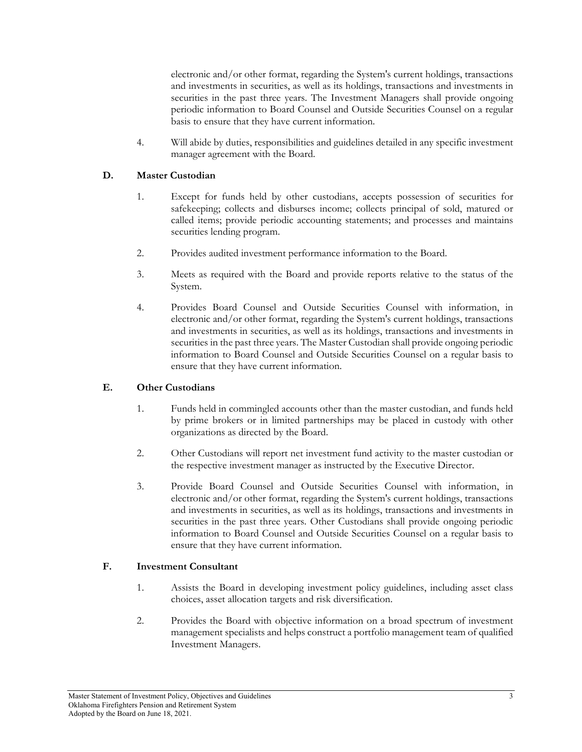electronic and/or other format, regarding the System's current holdings, transactions and investments in securities, as well as its holdings, transactions and investments in securities in the past three years. The Investment Managers shall provide ongoing periodic information to Board Counsel and Outside Securities Counsel on a regular basis to ensure that they have current information.

4. Will abide by duties, responsibilities and guidelines detailed in any specific investment manager agreement with the Board.

### D. Master Custodian

1. Except for funds held by other custodians, accepts possession of securities for safekeeping; collects and disburses income; collects principal of sold, matured or called items; provide periodic accounting statements; and processes and maintains securities lending program.

2. Provides audited investment performance information to the Board.

3. Meets as required with the Board and provide reports relative to the status of the System.

4. Provides Board Counsel and Outside Securities Counsel with information, in electronic and/or other format, regarding the System's current holdings, transactions and investments in securities, as well as its holdings, transactions and investments in securities in the past three years. The Master Custodian shall provide ongoing periodic information to Board Counsel and Outside Securities Counsel on a regular basis to ensure that they have current information.

### E. Other Custodians

1. Funds held in commingled accounts other than the master custodian, and funds held by prime brokers or in limited partnerships may be placed in custody with other organizations as directed by the Board.

2. Other Custodians will report net investment fund activity to the master custodian or the respective investment manager as instructed by the Executive Director.

3. Provide Board Counsel and Outside Securities Counsel with information, in electronic and/or other format, regarding the System's current holdings, transactions and investments in securities, as well as its holdings, transactions and investments in securities in the past three years. Other Custodians shall provide ongoing periodic information to Board Counsel and Outside Securities Counsel on a regular basis to ensure that they have current information.

### F. Investment Consultant

1. Assists the Board in developing investment policy guidelines, including asset class choices, asset allocation targets and risk diversification.

2. Provides the Board with objective information on a broad spectrum of investment management specialists and helps construct a portfolio management team of qualified Investment Managers.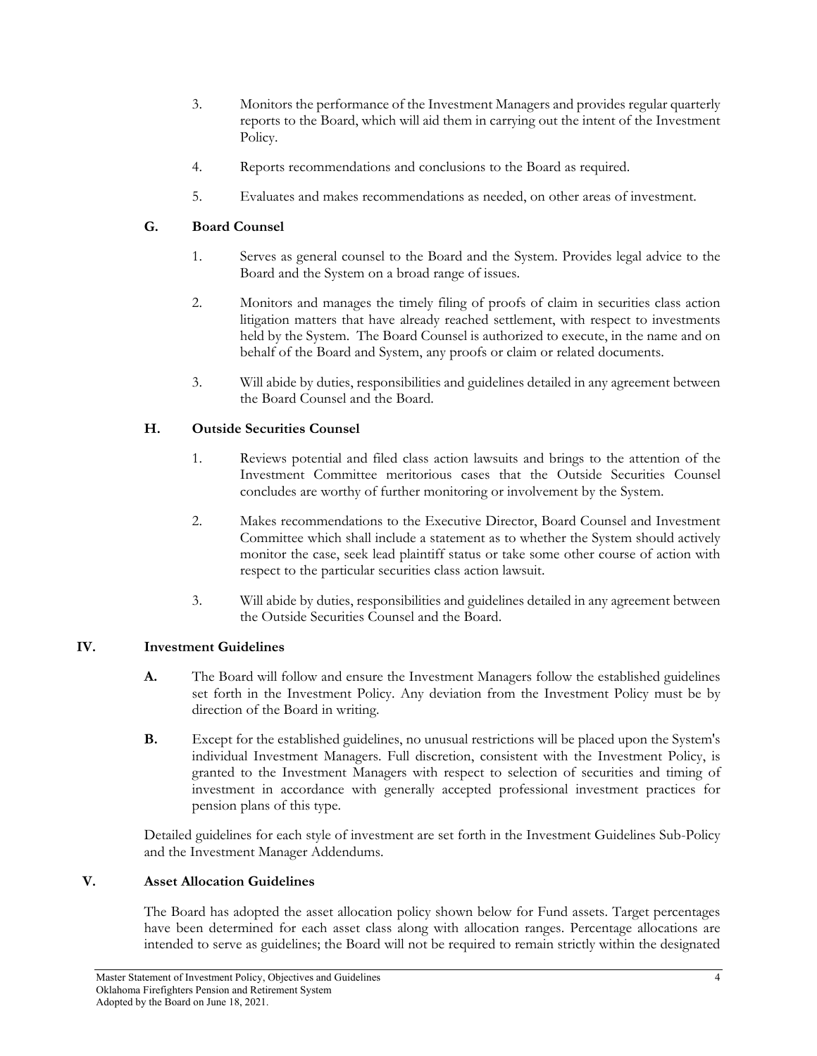3. Monitors the performance of the Investment Managers and provides regular quarterly reports to the Board, which will aid them in carrying out the intent of the Investment Policy.

4. Reports recommendations and conclusions to the Board as required.

5. Evaluates and makes recommendations as needed, on other areas of investment.

### G. Board Counsel

1. Serves as general counsel to the Board and the System. Provides legal advice to the Board and the System on a broad range of issues.

2. Monitors and manages the timely filing of proofs of claim in securities class action litigation matters that have already reached settlement, with respect to investments held by the System. The Board Counsel is authorized to execute, in the name and on behalf of the Board and System, any proofs or claim or related documents.

3. Will abide by duties, responsibilities and guidelines detailed in any agreement between the Board Counsel and the Board.

### H. Outside Securities Counsel

1. Reviews potential and filed class action lawsuits and brings to the attention of the Investment Committee meritorious cases that the Outside Securities Counsel concludes are worthy of further monitoring or involvement by the System.

2. Makes recommendations to the Executive Director, Board Counsel and Investment Committee which shall include a statement as to whether the System should actively monitor the case, seek lead plaintiff status or take some other course of action with respect to the particular securities class action lawsuit.

3. Will abide by duties, responsibilities and guidelines detailed in any agreement between the Outside Securities Counsel and the Board.

## IV. Investment Guidelines

**A.** The Board will follow and ensure the Investment Managers follow the established guidelines set forth in the Investment Policy. Any deviation from the Investment Policy must be by direction of the Board in writing.

**B.** Except for the established guidelines, no unusual restrictions will be placed upon the System's individual Investment Managers. Full discretion, consistent with the Investment Policy, is granted to the Investment Managers with respect to selection of securities and timing of investment in accordance with generally accepted professional investment practices for pension plans of this type.

Detailed guidelines for each style of investment are set forth in the Investment Guidelines Sub-Policy and the Investment Manager Addendums.

## V. Asset Allocation Guidelines

The Board has adopted the asset allocation policy shown below for Fund assets. Target percentages have been determined for each asset class along with allocation ranges. Percentage allocations are intended to serve as guidelines; the Board will not be required to remain strictly within the designated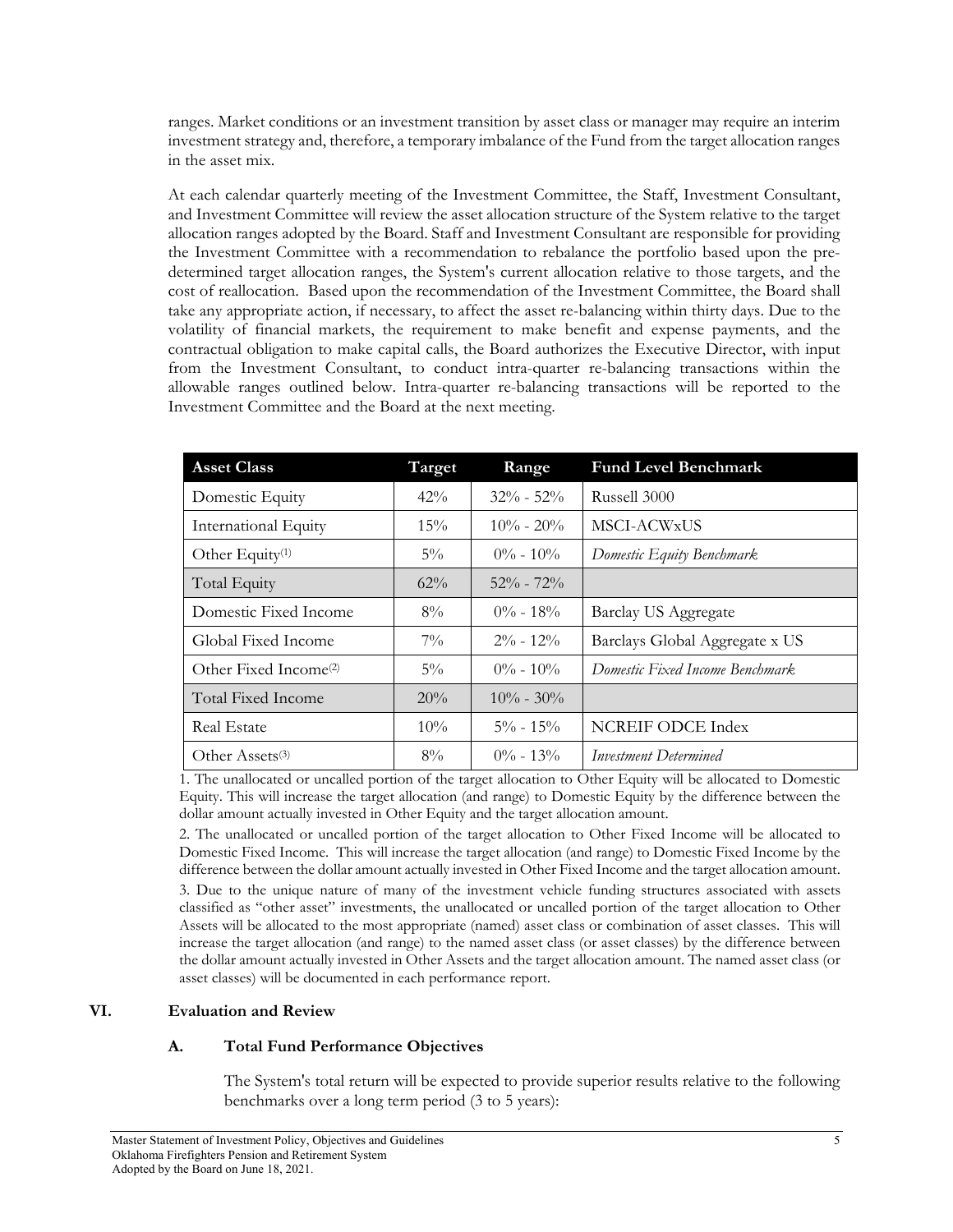ranges. Market conditions or an investment transition by asset class or manager may require an interim investment strategy and, therefore, a temporary imbalance of the Fund from the target allocation ranges in the asset mix.

At each calendar quarterly meeting of the Investment Committee, the Staff, Investment Consultant, and Investment Committee will review the asset allocation structure of the System relative to the target allocation ranges adopted by the Board. Staff and Investment Consultant are responsible for providing the Investment Committee with a recommendation to rebalance the portfolio based upon the pre-determined target allocation ranges, the System's current allocation relative to those targets, and the cost of reallocation. Based upon the recommendation of the Investment Committee, the Board shall take any appropriate action, if necessary, to affect the asset re-balancing within thirty days. Due to the volatility of financial markets, the requirement to make benefit and expense payments, and the contractual obligation to make capital calls, the Board authorizes the Executive Director, with input from the Investment Consultant, to conduct intra-quarter re-balancing transactions within the allowable ranges outlined below. Intra-quarter re-balancing transactions will be reported to the Investment Committee and the Board at the next meeting.

| Asset Class | Target | Range | Fund Level Benchmark |
|---|---|---|---|
| Domestic Equity | 42% | 32% - 52% | Russell 3000 |
| International Equity | 15% | 10% - 20% | MSCI-ACWxUS |
| Other Equity(1) | 5% | 0% - 10% | *Domestic Equity Benchmark* |
| Total Equity | 62% | 52% - 72% | |
| Domestic Fixed Income | 8% | 0% - 18% | Barclay US Aggregate |
| Global Fixed Income | 7% | 2% - 12% | Barclays Global Aggregate x US |
| Other Fixed Income(2) | 5% | 0% - 10% | *Domestic Fixed Income Benchmark* |
| Total Fixed Income | 20% | 10% - 30% | |
| Real Estate | 10% | 5% - 15% | NCREIF ODCE Index |
| Other Assets(3) | 8% | 0% - 13% | *Investment Determined* |

1. The unallocated or uncalled portion of the target allocation to Other Equity will be allocated to Domestic Equity. This will increase the target allocation (and range) to Domestic Equity by the difference between the dollar amount actually invested in Other Equity and the target allocation amount.

2. The unallocated or uncalled portion of the target allocation to Other Fixed Income will be allocated to Domestic Fixed Income. This will increase the target allocation (and range) to Domestic Fixed Income by the difference between the dollar amount actually invested in Other Fixed Income and the target allocation amount.

3. Due to the unique nature of many of the investment vehicle funding structures associated with assets classified as "other asset" investments, the unallocated or uncalled portion of the target allocation to Other Assets will be allocated to the most appropriate (named) asset class or combination of asset classes. This will increase the target allocation (and range) to the named asset class (or asset classes) by the difference between the dollar amount actually invested in Other Assets and the target allocation amount. The named asset class (or asset classes) will be documented in each performance report.

## VI. Evaluation and Review

### A. Total Fund Performance Objectives

The System's total return will be expected to provide superior results relative to the following benchmarks over a long term period (3 to 5 years):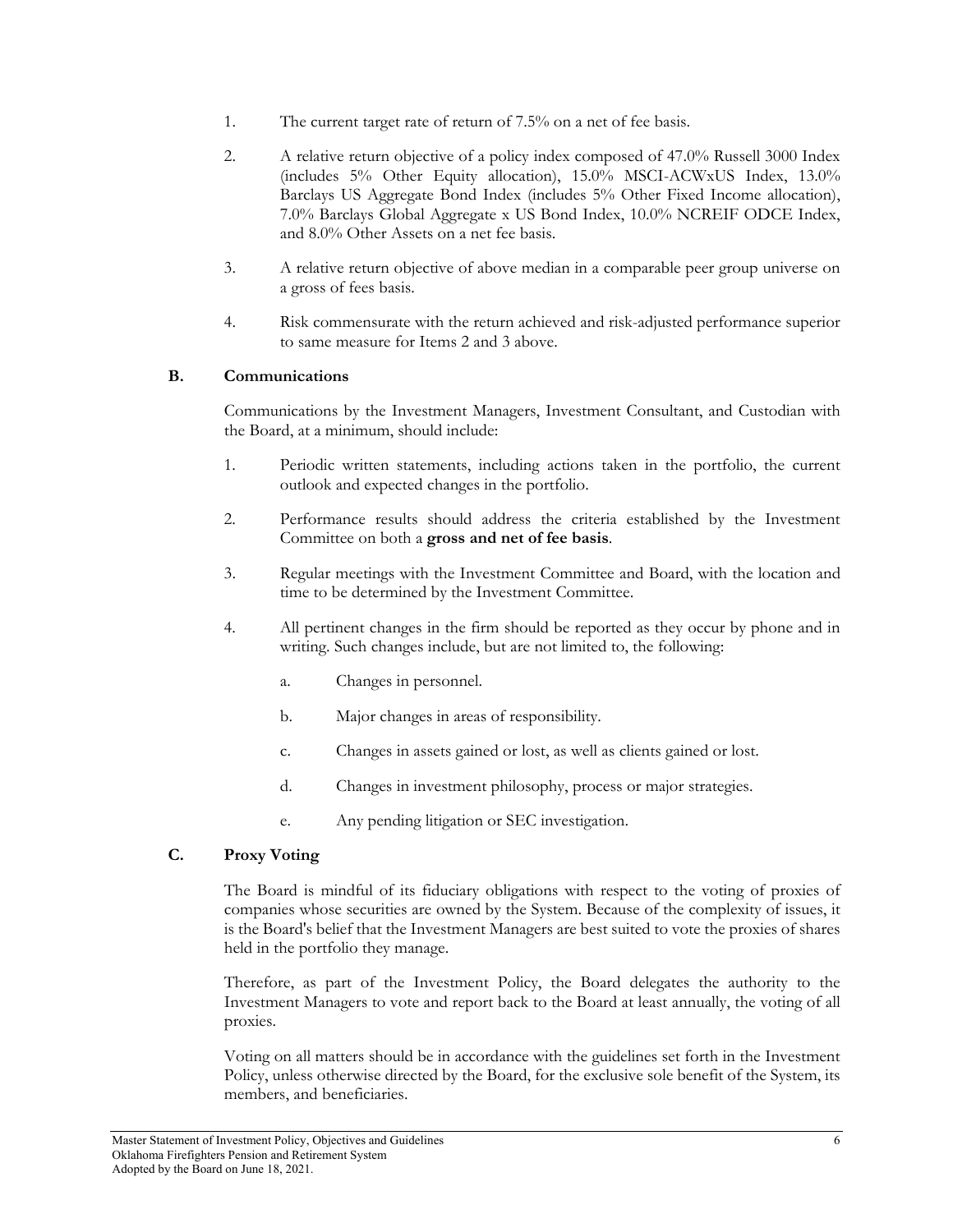1. The current target rate of return of 7.5% on a net of fee basis.

2. A relative return objective of a policy index composed of 47.0% Russell 3000 Index (includes 5% Other Equity allocation), 15.0% MSCI-ACWxUS Index, 13.0% Barclays US Aggregate Bond Index (includes 5% Other Fixed Income allocation), 7.0% Barclays Global Aggregate x US Bond Index, 10.0% NCREIF ODCE Index, and 8.0% Other Assets on a net fee basis.

3. A relative return objective of above median in a comparable peer group universe on a gross of fees basis.

4. Risk commensurate with the return achieved and risk-adjusted performance superior to same measure for Items 2 and 3 above.

### B. Communications

Communications by the Investment Managers, Investment Consultant, and Custodian with the Board, at a minimum, should include:

1. Periodic written statements, including actions taken in the portfolio, the current outlook and expected changes in the portfolio.

2. Performance results should address the criteria established by the Investment Committee on both a **gross and net of fee basis**.

3. Regular meetings with the Investment Committee and Board, with the location and time to be determined by the Investment Committee.

4. All pertinent changes in the firm should be reported as they occur by phone and in writing. Such changes include, but are not limited to, the following:

   a. Changes in personnel.

   b. Major changes in areas of responsibility.

   c. Changes in assets gained or lost, as well as clients gained or lost.

   d. Changes in investment philosophy, process or major strategies.

   e. Any pending litigation or SEC investigation.

### C. Proxy Voting

The Board is mindful of its fiduciary obligations with respect to the voting of proxies of companies whose securities are owned by the System. Because of the complexity of issues, it is the Board's belief that the Investment Managers are best suited to vote the proxies of shares held in the portfolio they manage.

Therefore, as part of the Investment Policy, the Board delegates the authority to the Investment Managers to vote and report back to the Board at least annually, the voting of all proxies.

Voting on all matters should be in accordance with the guidelines set forth in the Investment Policy, unless otherwise directed by the Board, for the exclusive sole benefit of the System, its members, and beneficiaries.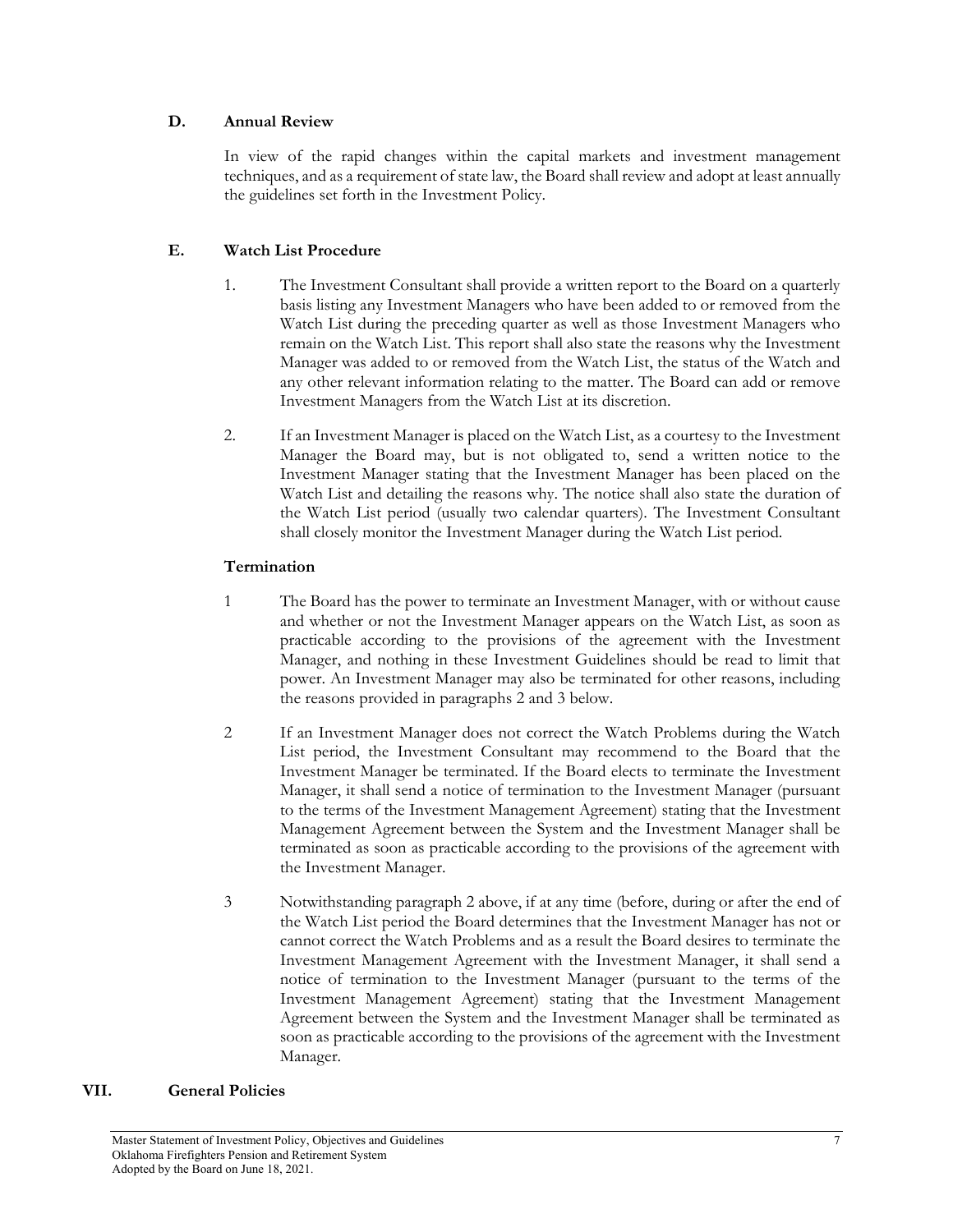### D. Annual Review

In view of the rapid changes within the capital markets and investment management techniques, and as a requirement of state law, the Board shall review and adopt at least annually the guidelines set forth in the Investment Policy.

### E. Watch List Procedure

1. The Investment Consultant shall provide a written report to the Board on a quarterly basis listing any Investment Managers who have been added to or removed from the Watch List during the preceding quarter as well as those Investment Managers who remain on the Watch List. This report shall also state the reasons why the Investment Manager was added to or removed from the Watch List, the status of the Watch and any other relevant information relating to the matter. The Board can add or remove Investment Managers from the Watch List at its discretion.

2. If an Investment Manager is placed on the Watch List, as a courtesy to the Investment Manager the Board may, but is not obligated to, send a written notice to the Investment Manager stating that the Investment Manager has been placed on the Watch List and detailing the reasons why. The notice shall also state the duration of the Watch List period (usually two calendar quarters). The Investment Consultant shall closely monitor the Investment Manager during the Watch List period.

#### Termination

1 The Board has the power to terminate an Investment Manager, with or without cause and whether or not the Investment Manager appears on the Watch List, as soon as practicable according to the provisions of the agreement with the Investment Manager, and nothing in these Investment Guidelines should be read to limit that power. An Investment Manager may also be terminated for other reasons, including the reasons provided in paragraphs 2 and 3 below.

2 If an Investment Manager does not correct the Watch Problems during the Watch List period, the Investment Consultant may recommend to the Board that the Investment Manager be terminated. If the Board elects to terminate the Investment Manager, it shall send a notice of termination to the Investment Manager (pursuant to the terms of the Investment Management Agreement) stating that the Investment Management Agreement between the System and the Investment Manager shall be terminated as soon as practicable according to the provisions of the agreement with the Investment Manager.

3 Notwithstanding paragraph 2 above, if at any time (before, during or after the end of the Watch List period the Board determines that the Investment Manager has not or cannot correct the Watch Problems and as a result the Board desires to terminate the Investment Management Agreement with the Investment Manager, it shall send a notice of termination to the Investment Manager (pursuant to the terms of the Investment Management Agreement) stating that the Investment Management Agreement between the System and the Investment Manager shall be terminated as soon as practicable according to the provisions of the agreement with the Investment Manager.

## VII. General Policies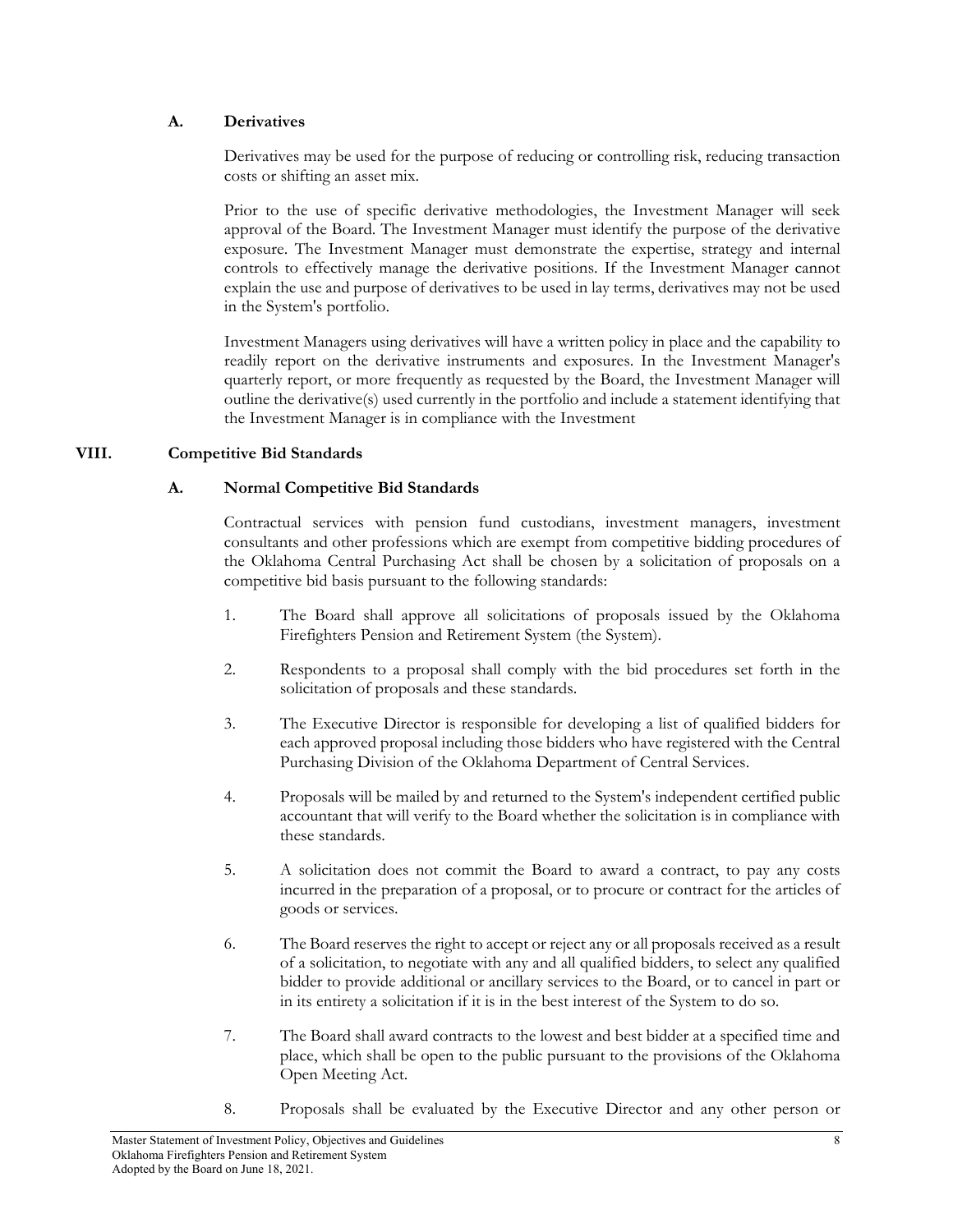### A. Derivatives

Derivatives may be used for the purpose of reducing or controlling risk, reducing transaction costs or shifting an asset mix.

Prior to the use of specific derivative methodologies, the Investment Manager will seek approval of the Board. The Investment Manager must identify the purpose of the derivative exposure. The Investment Manager must demonstrate the expertise, strategy and internal controls to effectively manage the derivative positions. If the Investment Manager cannot explain the use and purpose of derivatives to be used in lay terms, derivatives may not be used in the System's portfolio.

Investment Managers using derivatives will have a written policy in place and the capability to readily report on the derivative instruments and exposures. In the Investment Manager's quarterly report, or more frequently as requested by the Board, the Investment Manager will outline the derivative(s) used currently in the portfolio and include a statement identifying that the Investment Manager is in compliance with the Investment

## VIII. Competitive Bid Standards

### A. Normal Competitive Bid Standards

Contractual services with pension fund custodians, investment managers, investment consultants and other professions which are exempt from competitive bidding procedures of the Oklahoma Central Purchasing Act shall be chosen by a solicitation of proposals on a competitive bid basis pursuant to the following standards:

1. The Board shall approve all solicitations of proposals issued by the Oklahoma Firefighters Pension and Retirement System (the System).
2. Respondents to a proposal shall comply with the bid procedures set forth in the solicitation of proposals and these standards.
3. The Executive Director is responsible for developing a list of qualified bidders for each approved proposal including those bidders who have registered with the Central Purchasing Division of the Oklahoma Department of Central Services.
4. Proposals will be mailed by and returned to the System's independent certified public accountant that will verify to the Board whether the solicitation is in compliance with these standards.
5. A solicitation does not commit the Board to award a contract, to pay any costs incurred in the preparation of a proposal, or to procure or contract for the articles of goods or services.
6. The Board reserves the right to accept or reject any or all proposals received as a result of a solicitation, to negotiate with any and all qualified bidders, to select any qualified bidder to provide additional or ancillary services to the Board, or to cancel in part or in its entirety a solicitation if it is in the best interest of the System to do so.
7. The Board shall award contracts to the lowest and best bidder at a specified time and place, which shall be open to the public pursuant to the provisions of the Oklahoma Open Meeting Act.
8. Proposals shall be evaluated by the Executive Director and any other person or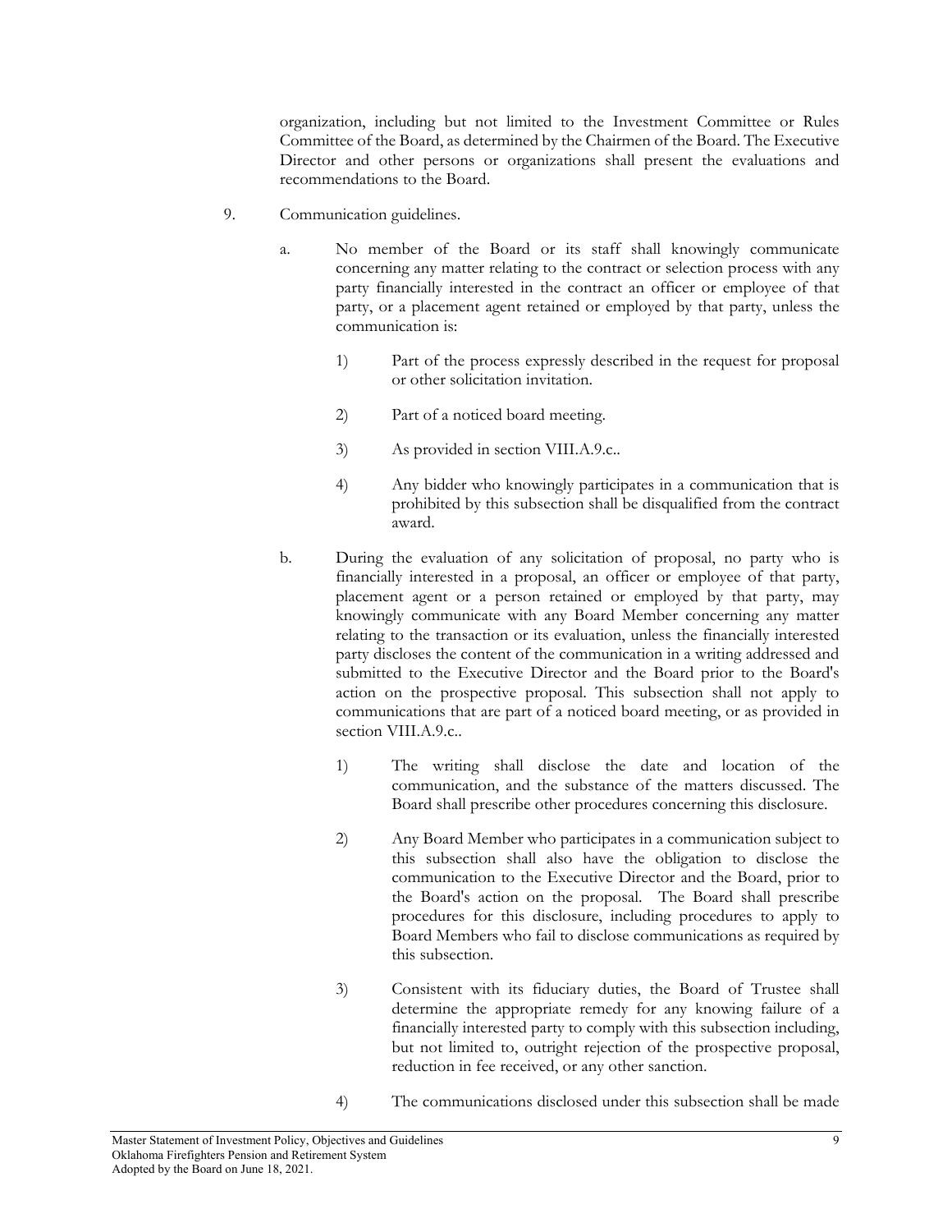organization, including but not limited to the Investment Committee or Rules Committee of the Board, as determined by the Chairmen of the Board. The Executive Director and other persons or organizations shall present the evaluations and recommendations to the Board.

9. Communication guidelines.

   a. No member of the Board or its staff shall knowingly communicate concerning any matter relating to the contract or selection process with any party financially interested in the contract an officer or employee of that party, or a placement agent retained or employed by that party, unless the communication is:

      1) Part of the process expressly described in the request for proposal or other solicitation invitation.

      2) Part of a noticed board meeting.

      3) As provided in section VIII.A.9.c..

      4) Any bidder who knowingly participates in a communication that is prohibited by this subsection shall be disqualified from the contract award.

   b. During the evaluation of any solicitation of proposal, no party who is financially interested in a proposal, an officer or employee of that party, placement agent or a person retained or employed by that party, may knowingly communicate with any Board Member concerning any matter relating to the transaction or its evaluation, unless the financially interested party discloses the content of the communication in a writing addressed and submitted to the Executive Director and the Board prior to the Board's action on the prospective proposal. This subsection shall not apply to communications that are part of a noticed board meeting, or as provided in section VIII.A.9.c..

      1) The writing shall disclose the date and location of the communication, and the substance of the matters discussed. The Board shall prescribe other procedures concerning this disclosure.

      2) Any Board Member who participates in a communication subject to this subsection shall also have the obligation to disclose the communication to the Executive Director and the Board, prior to the Board's action on the proposal. The Board shall prescribe procedures for this disclosure, including procedures to apply to Board Members who fail to disclose communications as required by this subsection.

      3) Consistent with its fiduciary duties, the Board of Trustee shall determine the appropriate remedy for any knowing failure of a financially interested party to comply with this subsection including, but not limited to, outright rejection of the prospective proposal, reduction in fee received, or any other sanction.

      4) The communications disclosed under this subsection shall be made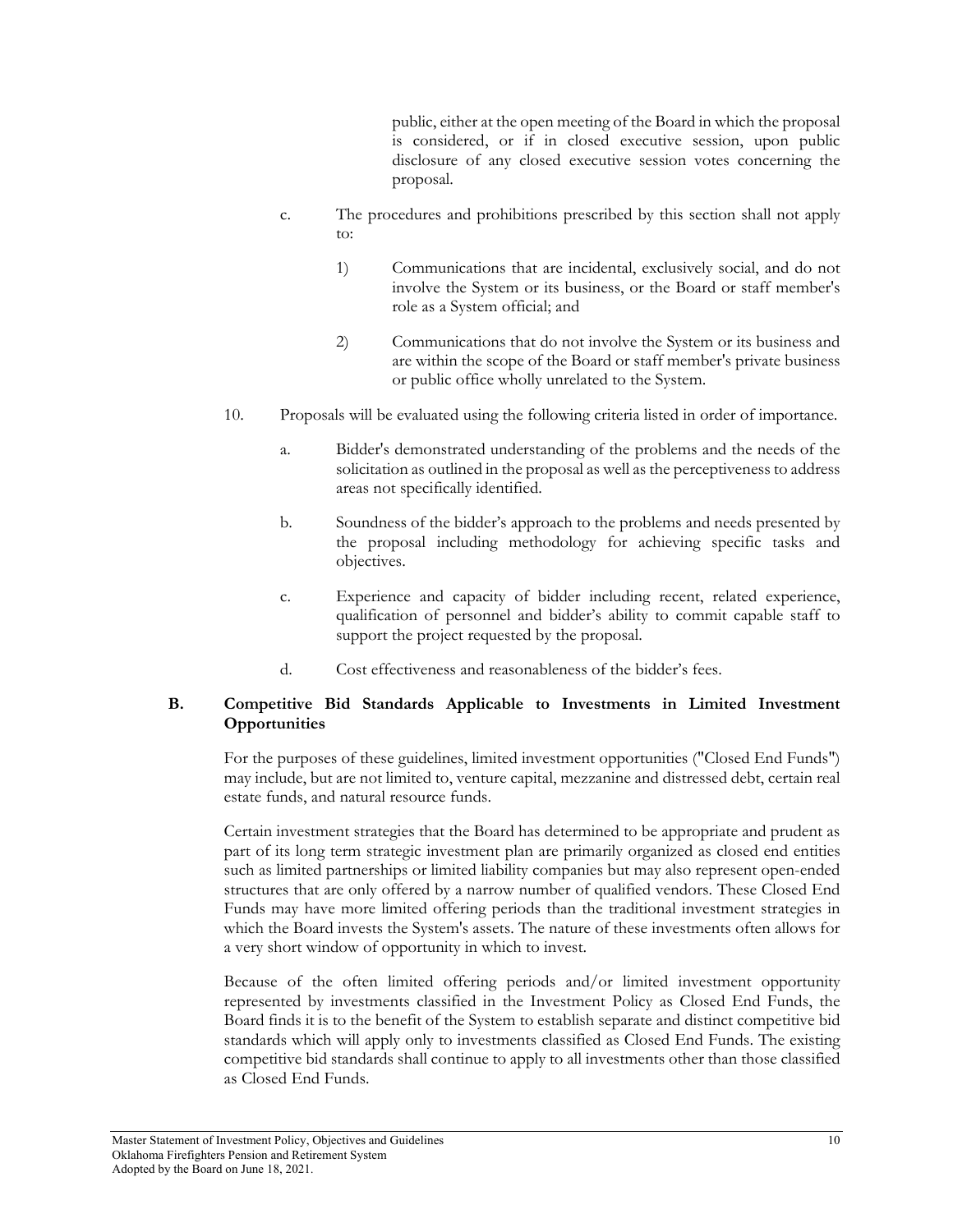public, either at the open meeting of the Board in which the proposal is considered, or if in closed executive session, upon public disclosure of any closed executive session votes concerning the proposal.

c. The procedures and prohibitions prescribed by this section shall not apply to:

   1) Communications that are incidental, exclusively social, and do not involve the System or its business, or the Board or staff member's role as a System official; and

   2) Communications that do not involve the System or its business and are within the scope of the Board or staff member's private business or public office wholly unrelated to the System.

10. Proposals will be evaluated using the following criteria listed in order of importance.

    a. Bidder's demonstrated understanding of the problems and the needs of the solicitation as outlined in the proposal as well as the perceptiveness to address areas not specifically identified.

    b. Soundness of the bidder's approach to the problems and needs presented by the proposal including methodology for achieving specific tasks and objectives.

    c. Experience and capacity of bidder including recent, related experience, qualification of personnel and bidder's ability to commit capable staff to support the project requested by the proposal.

    d. Cost effectiveness and reasonableness of the bidder's fees.

### B. Competitive Bid Standards Applicable to Investments in Limited Investment Opportunities

For the purposes of these guidelines, limited investment opportunities ("Closed End Funds") may include, but are not limited to, venture capital, mezzanine and distressed debt, certain real estate funds, and natural resource funds.

Certain investment strategies that the Board has determined to be appropriate and prudent as part of its long term strategic investment plan are primarily organized as closed end entities such as limited partnerships or limited liability companies but may also represent open-ended structures that are only offered by a narrow number of qualified vendors. These Closed End Funds may have more limited offering periods than the traditional investment strategies in which the Board invests the System's assets. The nature of these investments often allows for a very short window of opportunity in which to invest.

Because of the often limited offering periods and/or limited investment opportunity represented by investments classified in the Investment Policy as Closed End Funds, the Board finds it is to the benefit of the System to establish separate and distinct competitive bid standards which will apply only to investments classified as Closed End Funds. The existing competitive bid standards shall continue to apply to all investments other than those classified as Closed End Funds.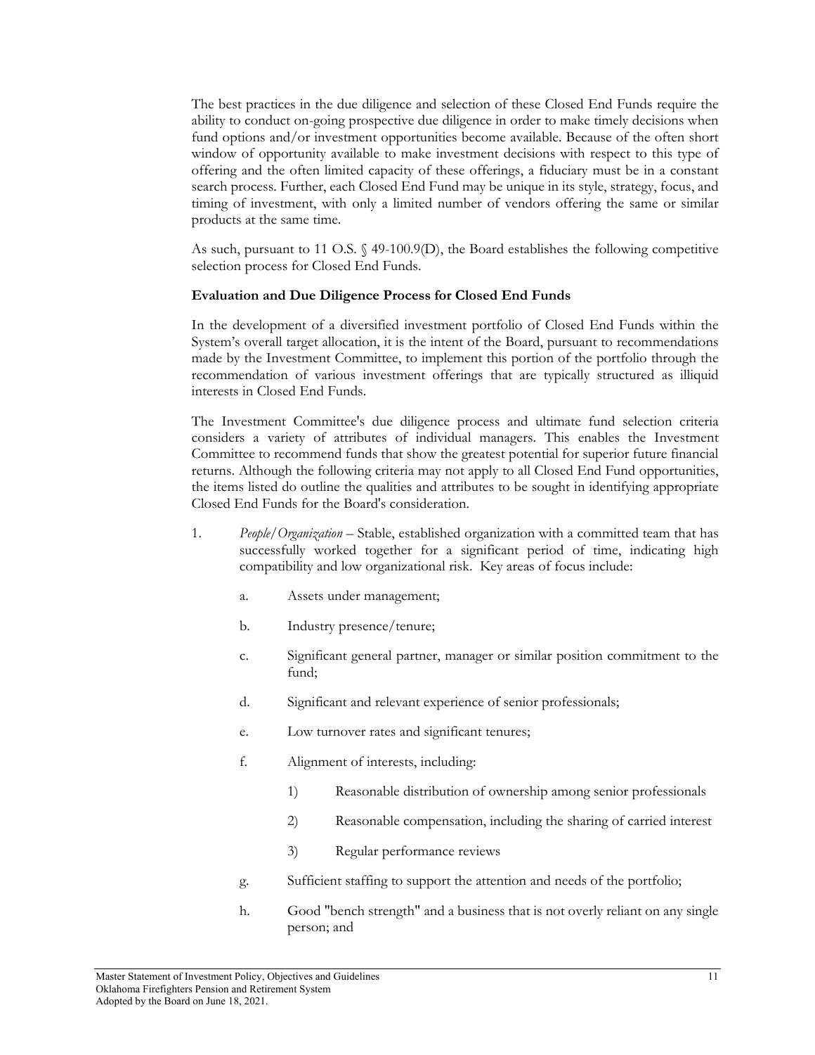The best practices in the due diligence and selection of these Closed End Funds require the ability to conduct on-going prospective due diligence in order to make timely decisions when fund options and/or investment opportunities become available. Because of the often short window of opportunity available to make investment decisions with respect to this type of offering and the often limited capacity of these offerings, a fiduciary must be in a constant search process. Further, each Closed End Fund may be unique in its style, strategy, focus, and timing of investment, with only a limited number of vendors offering the same or similar products at the same time.

As such, pursuant to 11 O.S. § 49-100.9(D), the Board establishes the following competitive selection process for Closed End Funds.

**Evaluation and Due Diligence Process for Closed End Funds**

In the development of a diversified investment portfolio of Closed End Funds within the System's overall target allocation, it is the intent of the Board, pursuant to recommendations made by the Investment Committee, to implement this portion of the portfolio through the recommendation of various investment offerings that are typically structured as illiquid interests in Closed End Funds.

The Investment Committee's due diligence process and ultimate fund selection criteria considers a variety of attributes of individual managers. This enables the Investment Committee to recommend funds that show the greatest potential for superior future financial returns. Although the following criteria may not apply to all Closed End Fund opportunities, the items listed do outline the qualities and attributes to be sought in identifying appropriate Closed End Funds for the Board's consideration.

1. *People/Organization* – Stable, established organization with a committed team that has successfully worked together for a significant period of time, indicating high compatibility and low organizational risk. Key areas of focus include:

   a. Assets under management;

   b. Industry presence/tenure;

   c. Significant general partner, manager or similar position commitment to the fund;

   d. Significant and relevant experience of senior professionals;

   e. Low turnover rates and significant tenures;

   f. Alignment of interests, including:

      1) Reasonable distribution of ownership among senior professionals

      2) Reasonable compensation, including the sharing of carried interest

      3) Regular performance reviews

   g. Sufficient staffing to support the attention and needs of the portfolio;

   h. Good "bench strength" and a business that is not overly reliant on any single person; and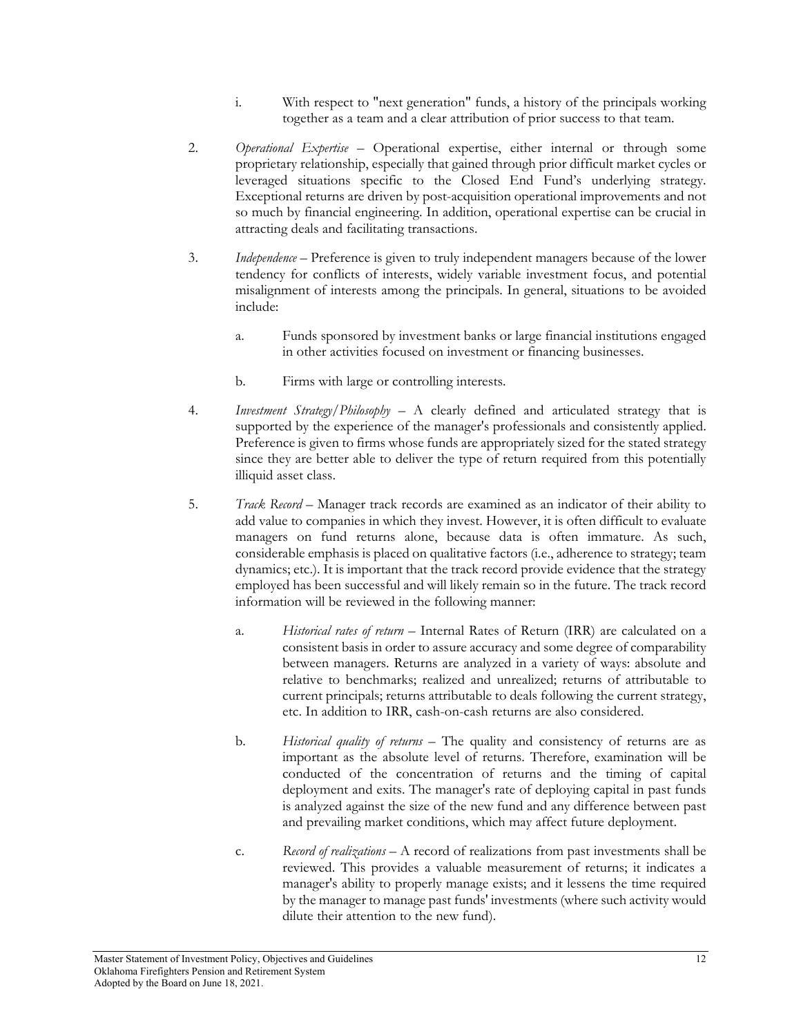i. With respect to "next generation" funds, a history of the principals working together as a team and a clear attribution of prior success to that team.

2. *Operational Expertise* – Operational expertise, either internal or through some proprietary relationship, especially that gained through prior difficult market cycles or leveraged situations specific to the Closed End Fund's underlying strategy. Exceptional returns are driven by post-acquisition operational improvements and not so much by financial engineering. In addition, operational expertise can be crucial in attracting deals and facilitating transactions.

3. *Independence* – Preference is given to truly independent managers because of the lower tendency for conflicts of interests, widely variable investment focus, and potential misalignment of interests among the principals. In general, situations to be avoided include:

   a. Funds sponsored by investment banks or large financial institutions engaged in other activities focused on investment or financing businesses.

   b. Firms with large or controlling interests.

4. *Investment Strategy/Philosophy* – A clearly defined and articulated strategy that is supported by the experience of the manager's professionals and consistently applied. Preference is given to firms whose funds are appropriately sized for the stated strategy since they are better able to deliver the type of return required from this potentially illiquid asset class.

5. *Track Record* – Manager track records are examined as an indicator of their ability to add value to companies in which they invest. However, it is often difficult to evaluate managers on fund returns alone, because data is often immature. As such, considerable emphasis is placed on qualitative factors (i.e., adherence to strategy; team dynamics; etc.). It is important that the track record provide evidence that the strategy employed has been successful and will likely remain so in the future. The track record information will be reviewed in the following manner:

   a. *Historical rates of return* – Internal Rates of Return (IRR) are calculated on a consistent basis in order to assure accuracy and some degree of comparability between managers. Returns are analyzed in a variety of ways: absolute and relative to benchmarks; realized and unrealized; returns of attributable to current principals; returns attributable to deals following the current strategy, etc. In addition to IRR, cash-on-cash returns are also considered.

   b. *Historical quality of returns* – The quality and consistency of returns are as important as the absolute level of returns. Therefore, examination will be conducted of the concentration of returns and the timing of capital deployment and exits. The manager's rate of deploying capital in past funds is analyzed against the size of the new fund and any difference between past and prevailing market conditions, which may affect future deployment.

   c. *Record of realizations* – A record of realizations from past investments shall be reviewed. This provides a valuable measurement of returns; it indicates a manager's ability to properly manage exists; and it lessens the time required by the manager to manage past funds' investments (where such activity would dilute their attention to the new fund).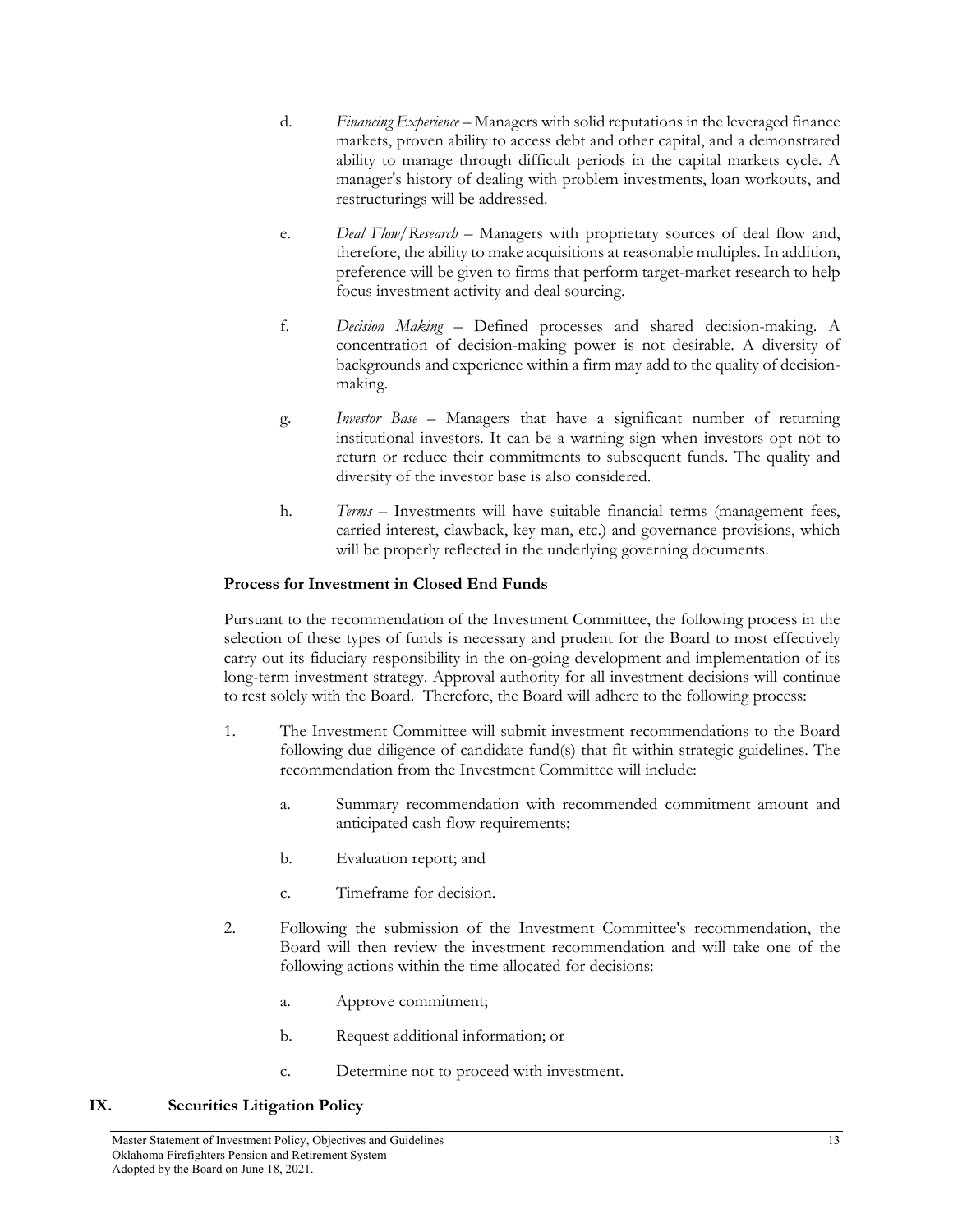d. *Financing Experience* – Managers with solid reputations in the leveraged finance markets, proven ability to access debt and other capital, and a demonstrated ability to manage through difficult periods in the capital markets cycle. A manager's history of dealing with problem investments, loan workouts, and restructurings will be addressed.

e. *Deal Flow/Research* – Managers with proprietary sources of deal flow and, therefore, the ability to make acquisitions at reasonable multiples. In addition, preference will be given to firms that perform target-market research to help focus investment activity and deal sourcing.

f. *Decision Making* – Defined processes and shared decision-making. A concentration of decision-making power is not desirable. A diversity of backgrounds and experience within a firm may add to the quality of decision-making.

g. *Investor Base* – Managers that have a significant number of returning institutional investors. It can be a warning sign when investors opt not to return or reduce their commitments to subsequent funds. The quality and diversity of the investor base is also considered.

h. *Terms* – Investments will have suitable financial terms (management fees, carried interest, clawback, key man, etc.) and governance provisions, which will be properly reflected in the underlying governing documents.

**Process for Investment in Closed End Funds**

Pursuant to the recommendation of the Investment Committee, the following process in the selection of these types of funds is necessary and prudent for the Board to most effectively carry out its fiduciary responsibility in the on-going development and implementation of its long-term investment strategy. Approval authority for all investment decisions will continue to rest solely with the Board. Therefore, the Board will adhere to the following process:

1. The Investment Committee will submit investment recommendations to the Board following due diligence of candidate fund(s) that fit within strategic guidelines. The recommendation from the Investment Committee will include:

    a. Summary recommendation with recommended commitment amount and anticipated cash flow requirements;

    b. Evaluation report; and

    c. Timeframe for decision.

2. Following the submission of the Investment Committee's recommendation, the Board will then review the investment recommendation and will take one of the following actions within the time allocated for decisions:

    a. Approve commitment;

    b. Request additional information; or

    c. Determine not to proceed with investment.

## IX. Securities Litigation Policy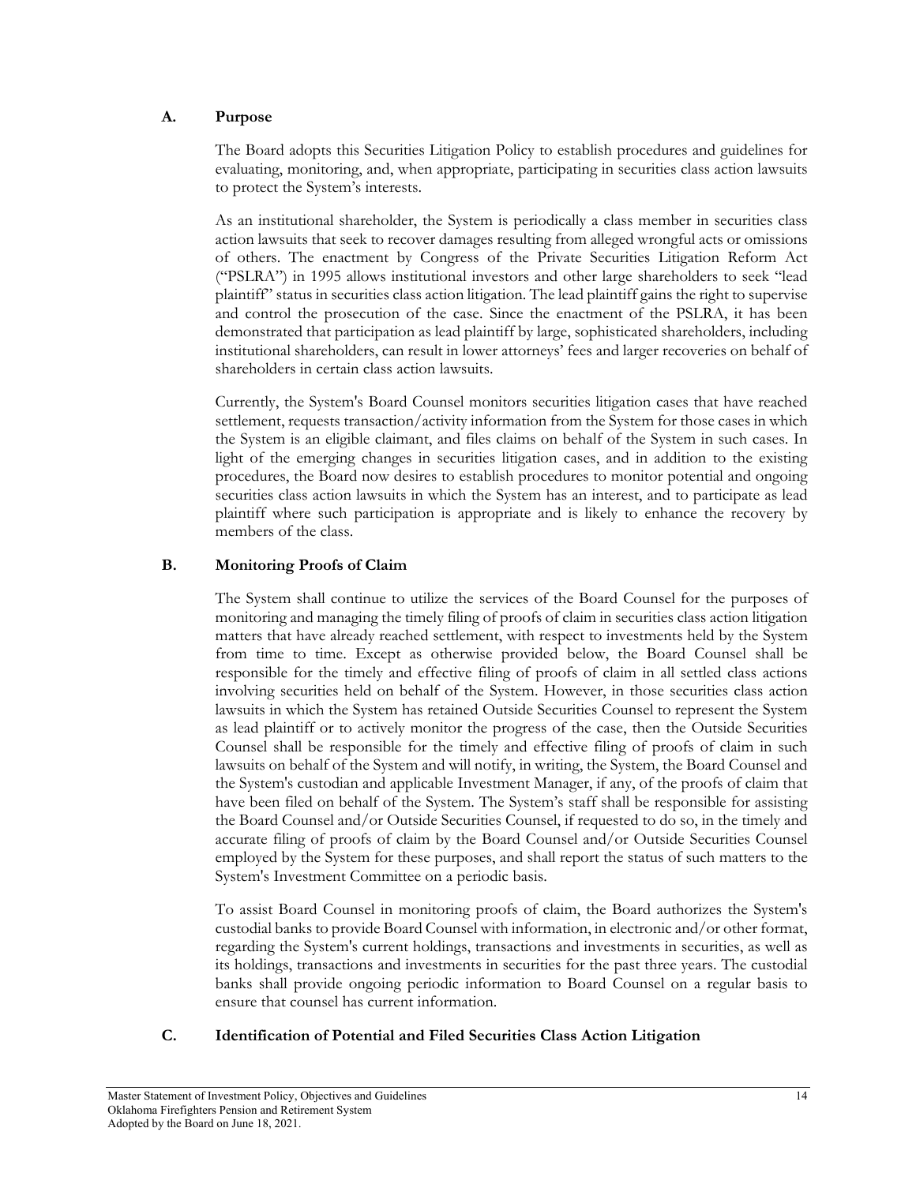### A. Purpose

The Board adopts this Securities Litigation Policy to establish procedures and guidelines for evaluating, monitoring, and, when appropriate, participating in securities class action lawsuits to protect the System's interests.

As an institutional shareholder, the System is periodically a class member in securities class action lawsuits that seek to recover damages resulting from alleged wrongful acts or omissions of others. The enactment by Congress of the Private Securities Litigation Reform Act ("PSLRA") in 1995 allows institutional investors and other large shareholders to seek "lead plaintiff" status in securities class action litigation. The lead plaintiff gains the right to supervise and control the prosecution of the case. Since the enactment of the PSLRA, it has been demonstrated that participation as lead plaintiff by large, sophisticated shareholders, including institutional shareholders, can result in lower attorneys' fees and larger recoveries on behalf of shareholders in certain class action lawsuits.

Currently, the System's Board Counsel monitors securities litigation cases that have reached settlement, requests transaction/activity information from the System for those cases in which the System is an eligible claimant, and files claims on behalf of the System in such cases. In light of the emerging changes in securities litigation cases, and in addition to the existing procedures, the Board now desires to establish procedures to monitor potential and ongoing securities class action lawsuits in which the System has an interest, and to participate as lead plaintiff where such participation is appropriate and is likely to enhance the recovery by members of the class.

### B. Monitoring Proofs of Claim

The System shall continue to utilize the services of the Board Counsel for the purposes of monitoring and managing the timely filing of proofs of claim in securities class action litigation matters that have already reached settlement, with respect to investments held by the System from time to time. Except as otherwise provided below, the Board Counsel shall be responsible for the timely and effective filing of proofs of claim in all settled class actions involving securities held on behalf of the System. However, in those securities class action lawsuits in which the System has retained Outside Securities Counsel to represent the System as lead plaintiff or to actively monitor the progress of the case, then the Outside Securities Counsel shall be responsible for the timely and effective filing of proofs of claim in such lawsuits on behalf of the System and will notify, in writing, the System, the Board Counsel and the System's custodian and applicable Investment Manager, if any, of the proofs of claim that have been filed on behalf of the System. The System's staff shall be responsible for assisting the Board Counsel and/or Outside Securities Counsel, if requested to do so, in the timely and accurate filing of proofs of claim by the Board Counsel and/or Outside Securities Counsel employed by the System for these purposes, and shall report the status of such matters to the System's Investment Committee on a periodic basis.

To assist Board Counsel in monitoring proofs of claim, the Board authorizes the System's custodial banks to provide Board Counsel with information, in electronic and/or other format, regarding the System's current holdings, transactions and investments in securities, as well as its holdings, transactions and investments in securities for the past three years. The custodial banks shall provide ongoing periodic information to Board Counsel on a regular basis to ensure that counsel has current information.

### C. Identification of Potential and Filed Securities Class Action Litigation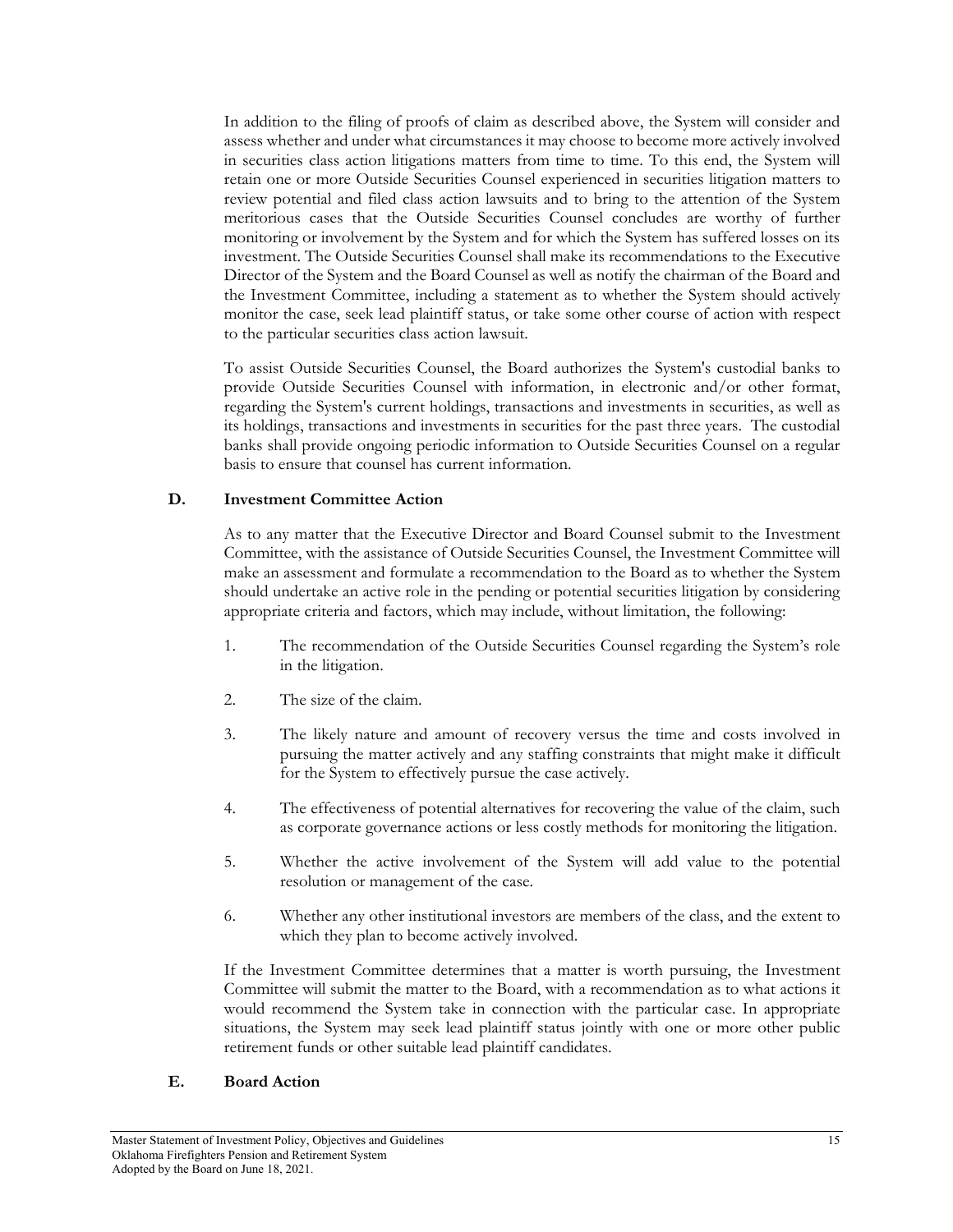In addition to the filing of proofs of claim as described above, the System will consider and assess whether and under what circumstances it may choose to become more actively involved in securities class action litigations matters from time to time. To this end, the System will retain one or more Outside Securities Counsel experienced in securities litigation matters to review potential and filed class action lawsuits and to bring to the attention of the System meritorious cases that the Outside Securities Counsel concludes are worthy of further monitoring or involvement by the System and for which the System has suffered losses on its investment. The Outside Securities Counsel shall make its recommendations to the Executive Director of the System and the Board Counsel as well as notify the chairman of the Board and the Investment Committee, including a statement as to whether the System should actively monitor the case, seek lead plaintiff status, or take some other course of action with respect to the particular securities class action lawsuit.

To assist Outside Securities Counsel, the Board authorizes the System's custodial banks to provide Outside Securities Counsel with information, in electronic and/or other format, regarding the System's current holdings, transactions and investments in securities, as well as its holdings, transactions and investments in securities for the past three years. The custodial banks shall provide ongoing periodic information to Outside Securities Counsel on a regular basis to ensure that counsel has current information.

### D. Investment Committee Action

As to any matter that the Executive Director and Board Counsel submit to the Investment Committee, with the assistance of Outside Securities Counsel, the Investment Committee will make an assessment and formulate a recommendation to the Board as to whether the System should undertake an active role in the pending or potential securities litigation by considering appropriate criteria and factors, which may include, without limitation, the following:

1. The recommendation of the Outside Securities Counsel regarding the System's role in the litigation.
2. The size of the claim.
3. The likely nature and amount of recovery versus the time and costs involved in pursuing the matter actively and any staffing constraints that might make it difficult for the System to effectively pursue the case actively.
4. The effectiveness of potential alternatives for recovering the value of the claim, such as corporate governance actions or less costly methods for monitoring the litigation.
5. Whether the active involvement of the System will add value to the potential resolution or management of the case.
6. Whether any other institutional investors are members of the class, and the extent to which they plan to become actively involved.

If the Investment Committee determines that a matter is worth pursuing, the Investment Committee will submit the matter to the Board, with a recommendation as to what actions it would recommend the System take in connection with the particular case. In appropriate situations, the System may seek lead plaintiff status jointly with one or more other public retirement funds or other suitable lead plaintiff candidates.

### E. Board Action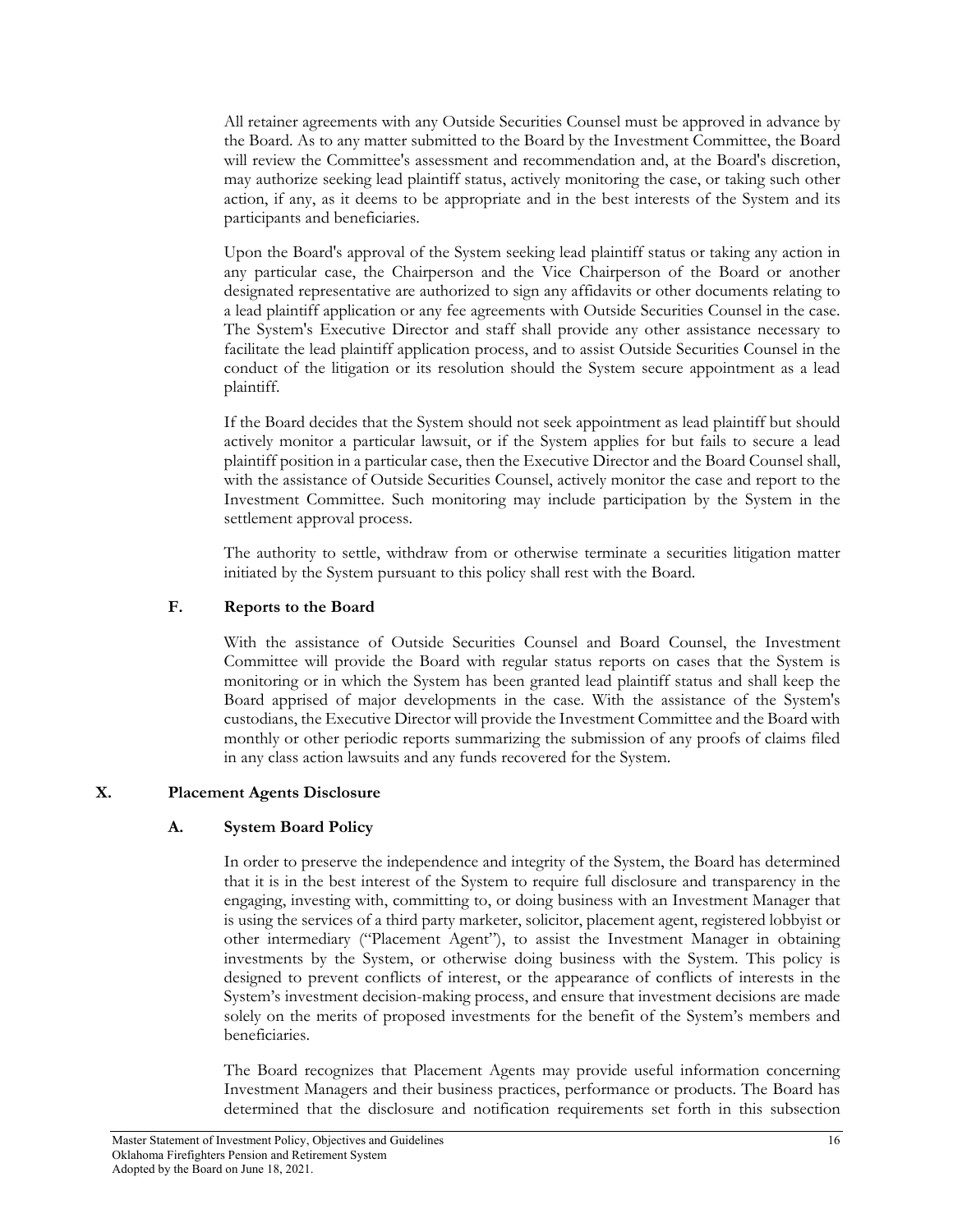All retainer agreements with any Outside Securities Counsel must be approved in advance by the Board. As to any matter submitted to the Board by the Investment Committee, the Board will review the Committee's assessment and recommendation and, at the Board's discretion, may authorize seeking lead plaintiff status, actively monitoring the case, or taking such other action, if any, as it deems to be appropriate and in the best interests of the System and its participants and beneficiaries.

Upon the Board's approval of the System seeking lead plaintiff status or taking any action in any particular case, the Chairperson and the Vice Chairperson of the Board or another designated representative are authorized to sign any affidavits or other documents relating to a lead plaintiff application or any fee agreements with Outside Securities Counsel in the case. The System's Executive Director and staff shall provide any other assistance necessary to facilitate the lead plaintiff application process, and to assist Outside Securities Counsel in the conduct of the litigation or its resolution should the System secure appointment as a lead plaintiff.

If the Board decides that the System should not seek appointment as lead plaintiff but should actively monitor a particular lawsuit, or if the System applies for but fails to secure a lead plaintiff position in a particular case, then the Executive Director and the Board Counsel shall, with the assistance of Outside Securities Counsel, actively monitor the case and report to the Investment Committee. Such monitoring may include participation by the System in the settlement approval process.

The authority to settle, withdraw from or otherwise terminate a securities litigation matter initiated by the System pursuant to this policy shall rest with the Board.

### F. Reports to the Board

With the assistance of Outside Securities Counsel and Board Counsel, the Investment Committee will provide the Board with regular status reports on cases that the System is monitoring or in which the System has been granted lead plaintiff status and shall keep the Board apprised of major developments in the case. With the assistance of the System's custodians, the Executive Director will provide the Investment Committee and the Board with monthly or other periodic reports summarizing the submission of any proofs of claims filed in any class action lawsuits and any funds recovered for the System.

## X. Placement Agents Disclosure

### A. System Board Policy

In order to preserve the independence and integrity of the System, the Board has determined that it is in the best interest of the System to require full disclosure and transparency in the engaging, investing with, committing to, or doing business with an Investment Manager that is using the services of a third party marketer, solicitor, placement agent, registered lobbyist or other intermediary ("Placement Agent"), to assist the Investment Manager in obtaining investments by the System, or otherwise doing business with the System. This policy is designed to prevent conflicts of interest, or the appearance of conflicts of interests in the System's investment decision-making process, and ensure that investment decisions are made solely on the merits of proposed investments for the benefit of the System's members and beneficiaries.

The Board recognizes that Placement Agents may provide useful information concerning Investment Managers and their business practices, performance or products. The Board has determined that the disclosure and notification requirements set forth in this subsection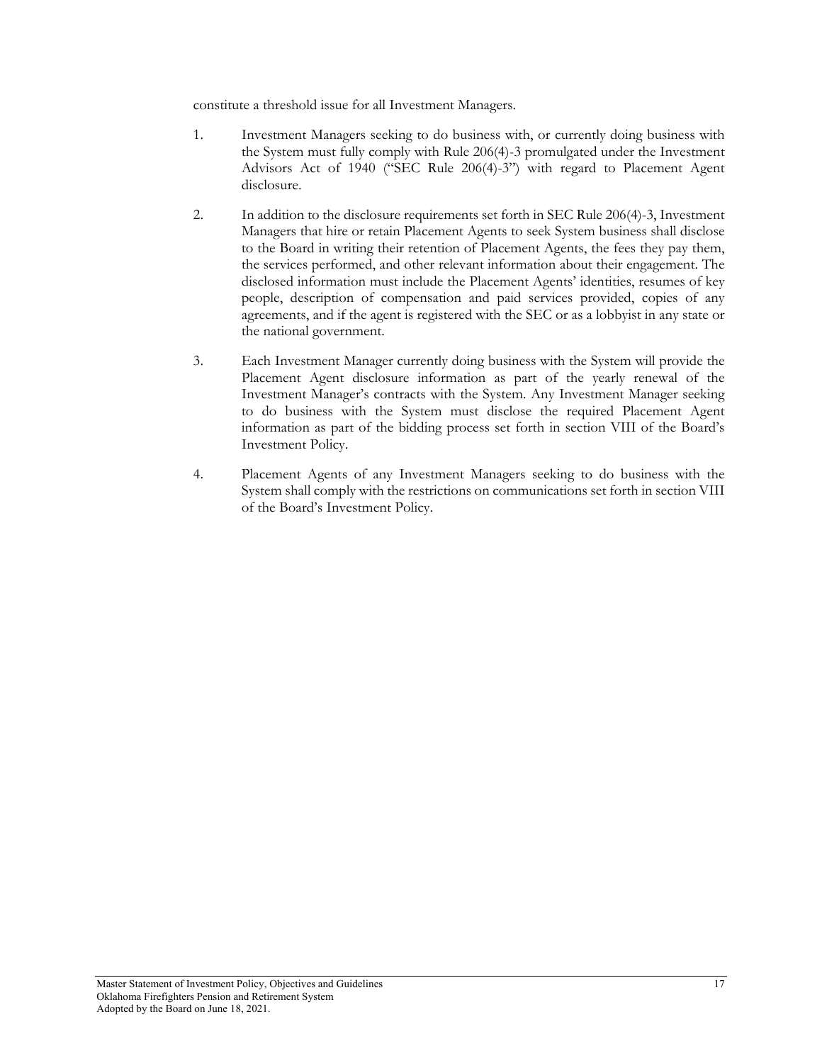constitute a threshold issue for all Investment Managers.

1. Investment Managers seeking to do business with, or currently doing business with the System must fully comply with Rule 206(4)-3 promulgated under the Investment Advisors Act of 1940 ("SEC Rule 206(4)-3") with regard to Placement Agent disclosure.

2. In addition to the disclosure requirements set forth in SEC Rule 206(4)-3, Investment Managers that hire or retain Placement Agents to seek System business shall disclose to the Board in writing their retention of Placement Agents, the fees they pay them, the services performed, and other relevant information about their engagement. The disclosed information must include the Placement Agents' identities, resumes of key people, description of compensation and paid services provided, copies of any agreements, and if the agent is registered with the SEC or as a lobbyist in any state or the national government.

3. Each Investment Manager currently doing business with the System will provide the Placement Agent disclosure information as part of the yearly renewal of the Investment Manager's contracts with the System. Any Investment Manager seeking to do business with the System must disclose the required Placement Agent information as part of the bidding process set forth in section VIII of the Board's Investment Policy.

4. Placement Agents of any Investment Managers seeking to do business with the System shall comply with the restrictions on communications set forth in section VIII of the Board's Investment Policy.